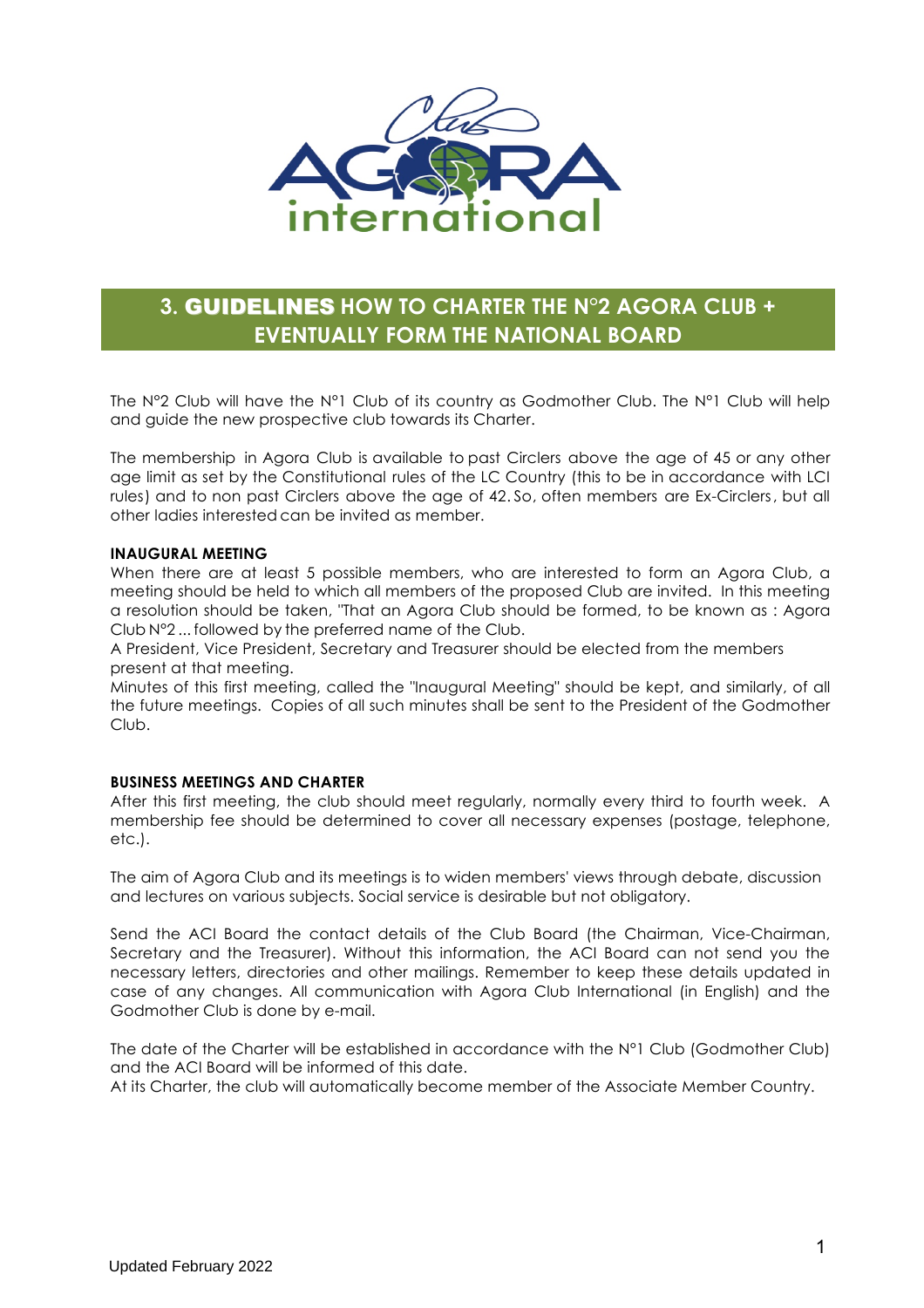# 3. GUIDELINES HOW TO CHARTER THE N°2 AGORA CLUB + EVENTUALLY FORM THE NATIONAL BOARD

The N°2 Club will have the N°1 Club of its country as Godmother Club. The N°1 Club will help and guide the new prospective club towards its Charter.

The membership in Agora Club is available to past Circlers above the age of 45 or any other age limit as set by the Constitutional rules of the LC Country (this to be in accordance with LCI rules) and to non past Circlers above the age of 42. So, often members are Ex-Circlers, but all other ladies interested can be invited as member.

**INAUGURAL MEETING**

When there are at least 5 possible members, who are interested to form an Agora Club, a meeting should be held to which all members of the proposed Club are invited. In this meeting a resolution should be taken, "That an Agora Club should be formed, to be known as : Agora Club N°2 ... followed by the preferred name of the Club.

A President, Vice President, Secretary and Treasurer should be elected from the members present at that meeting.

Minutes of this first meeting, called the "Inaugural Meeting" should be kept, and similarly, of all the future meetings. Copies of all such minutes shall be sent to the President of the Godmother Club.

**BUSINESS MEETINGS AND CHARTER**

After this first meeting, the club should meet regularly, normally every third to fourth week. A membership fee should be determined to cover all necessary expenses (postage, telephone, etc.).

The aim of Agora Club and its meetings is to widen members' views through debate, discussion and lectures on various subjects. Social service is desirable but not obligatory.

Send the ACI Board the contact details of the Club Board (the Chairman, Vice-Chairman, Secretary and the Treasurer). Without this information, the ACI Board can not send you the necessary letters, directories and other mailings. Remember to keep these details updated in case of any changes. All communication with Agora Club International (in English) and the Godmother Club is done by e-mail.

The date of the Charter will be established in accordance with the N°1 Club (Godmother Club) and the ACI Board will be informed of this date.

At its Charter, the club will automatically become member of the Associate Member Country.

Updated February 2022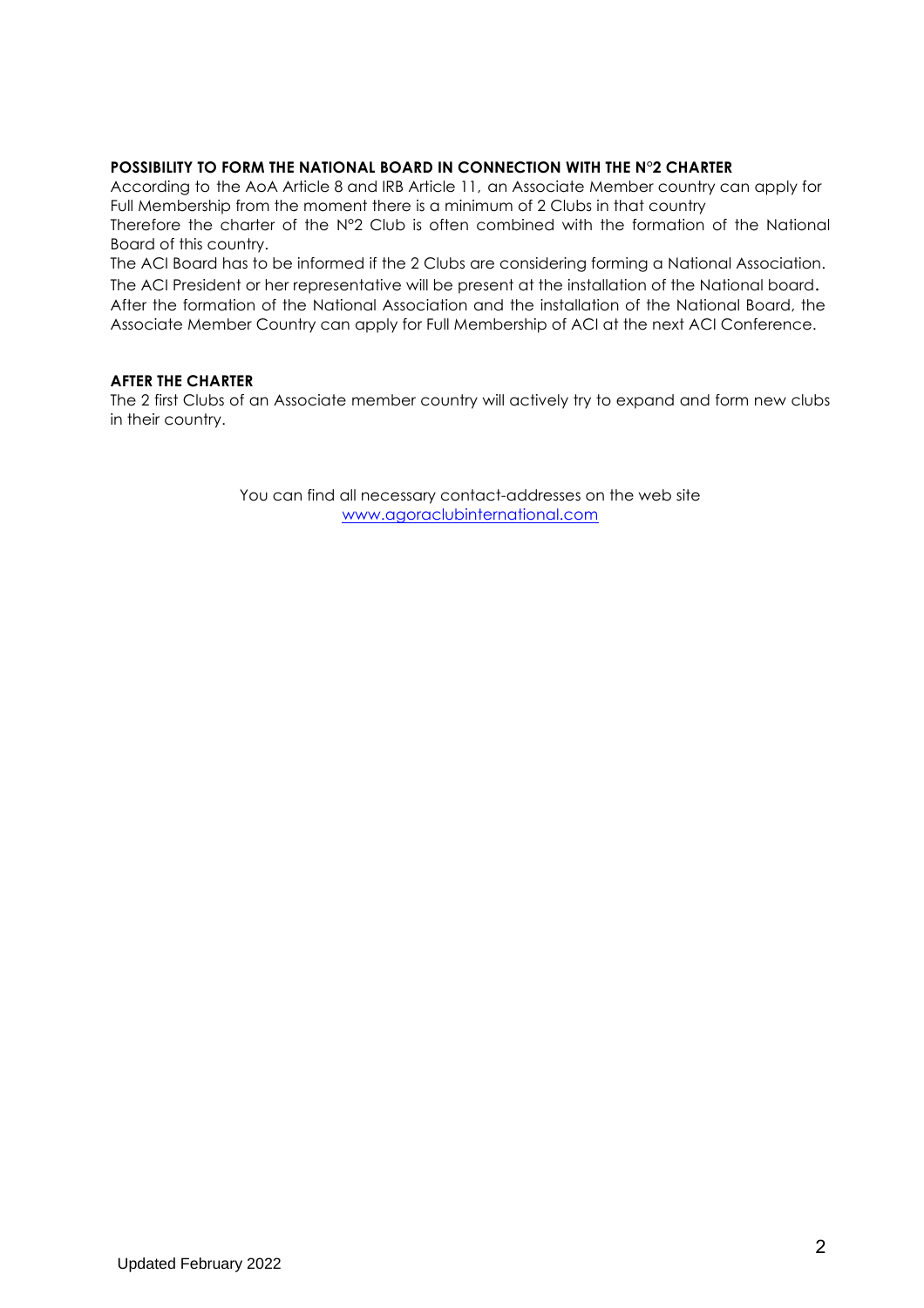**POSSIBILITY TO FORM THE NATIONAL BOARD IN CONNECTION WITH THE N°2 CHARTER**

According to the AoA Article 8 and IRB Article 11, an Associate Member country can apply for Full Membership from the moment there is a minimum of 2 Clubs in that country

Therefore the charter of the N°2 Club is often combined with the formation of the National Board of this country.

The ACI Board has to be informed if the 2 Clubs are considering forming a National Association.

The ACI President or her representative will be present at the installation of the National board.

After the formation of the National Association and the installation of the National Board, the Associate Member Country can apply for Full Membership of ACI at the next ACI Conference.

**AFTER THE CHARTER**

The 2 first Clubs of an Associate member country will actively try to expand and form new clubs in their country.

You can find all necessary contact-addresses on the web site
[www.agoraclubinternational.com](http://www.agoraclubinternational.com)

Updated February 2022